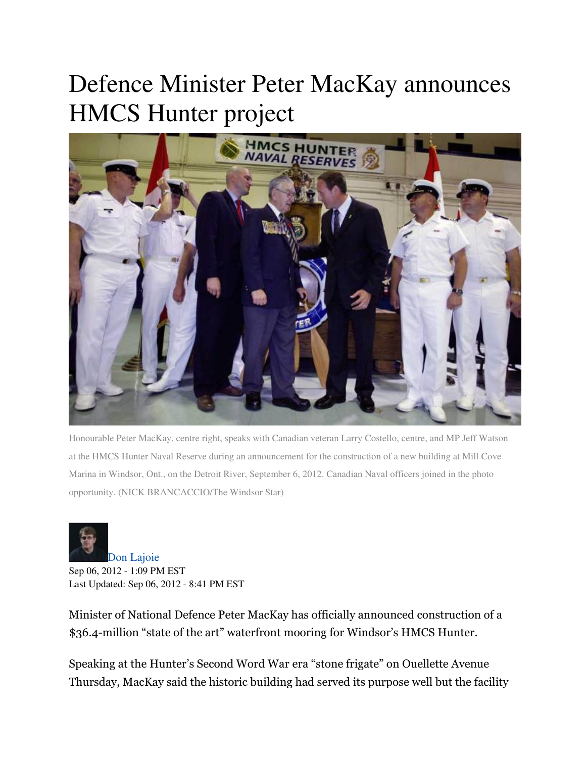# Defence Minister Peter MacKay announces HMCS Hunter project

Honourable Peter MacKay, centre right, speaks with Canadian veteran Larry Costello, centre, and MP Jeff Watson at the HMCS Hunter Naval Reserve during an announcement for the construction of a new building at Mill Cove Marina in Windsor, Ont., on the Detroit River, September 6, 2012. Canadian Naval officers joined in the photo opportunity. (NICK BRANCACCIO/The Windsor Star)

Don Lajoie
Sep 06, 2012 - 1:09 PM EST
Last Updated: Sep 06, 2012 - 8:41 PM EST

Minister of National Defence Peter MacKay has officially announced construction of a $36.4-million "state of the art" waterfront mooring for Windsor's HMCS Hunter.

Speaking at the Hunter's Second Word War era "stone frigate" on Ouellette Avenue Thursday, MacKay said the historic building had served its purpose well but the facility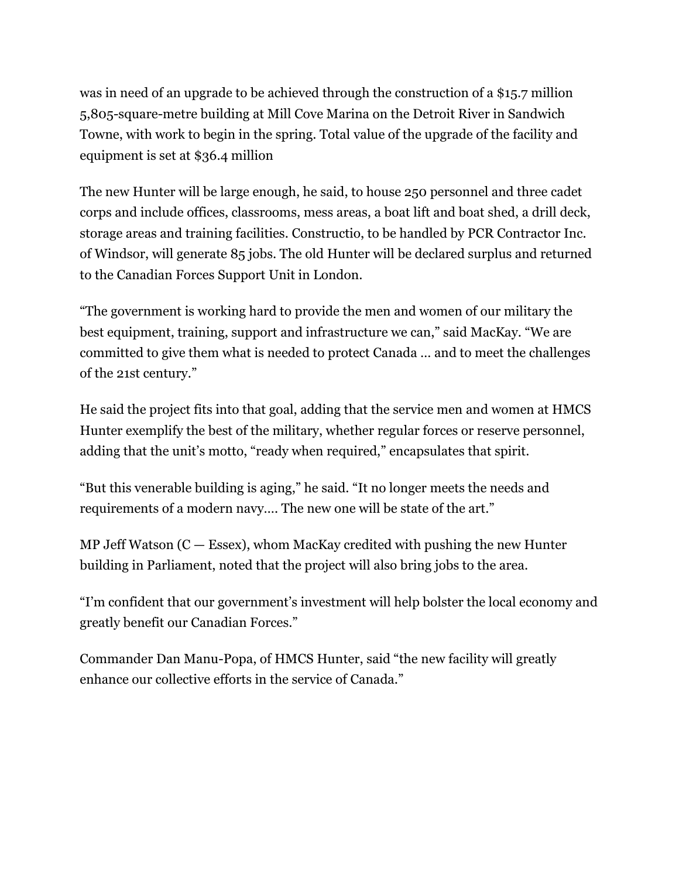was in need of an upgrade to be achieved through the construction of a $15.7 million 5,805-square-metre building at Mill Cove Marina on the Detroit River in Sandwich Towne, with work to begin in the spring. Total value of the upgrade of the facility and equipment is set at $36.4 million

The new Hunter will be large enough, he said, to house 250 personnel and three cadet corps and include offices, classrooms, mess areas, a boat lift and boat shed, a drill deck, storage areas and training facilities. Constructio, to be handled by PCR Contractor Inc. of Windsor, will generate 85 jobs. The old Hunter will be declared surplus and returned to the Canadian Forces Support Unit in London.

“The government is working hard to provide the men and women of our military the best equipment, training, support and infrastructure we can,” said MacKay. “We are committed to give them what is needed to protect Canada … and to meet the challenges of the 21st century.”

He said the project fits into that goal, adding that the service men and women at HMCS Hunter exemplify the best of the military, whether regular forces or reserve personnel, adding that the unit’s motto, “ready when required,” encapsulates that spirit.

“But this venerable building is aging,” he said. “It no longer meets the needs and requirements of a modern navy…. The new one will be state of the art.”

MP Jeff Watson (C — Essex), whom MacKay credited with pushing the new Hunter building in Parliament, noted that the project will also bring jobs to the area.

“I’m confident that our government’s investment will help bolster the local economy and greatly benefit our Canadian Forces.”

Commander Dan Manu-Popa, of HMCS Hunter, said “the new facility will greatly enhance our collective efforts in the service of Canada.”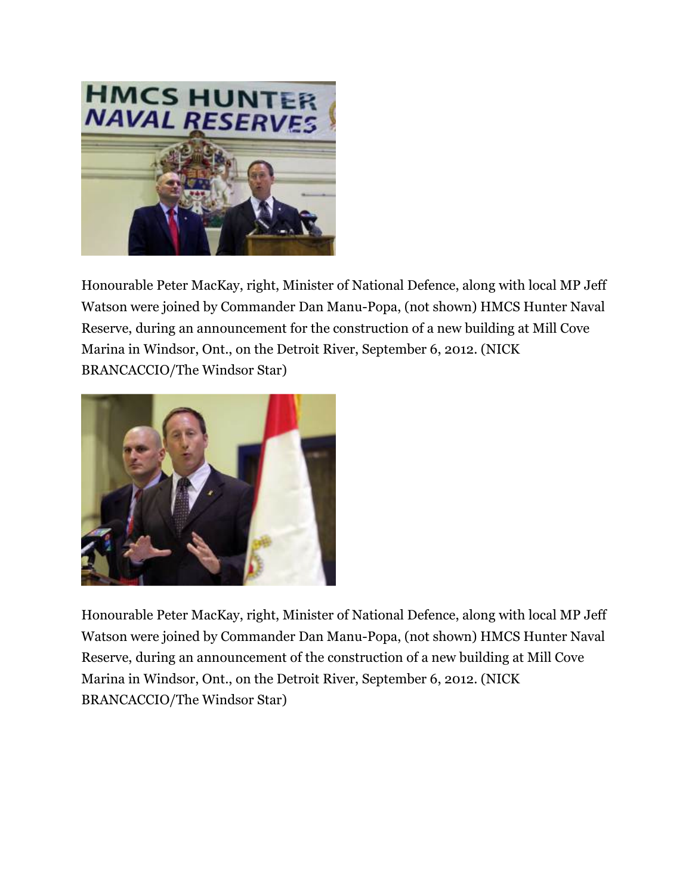Honourable Peter MacKay, right, Minister of National Defence, along with local MP Jeff Watson were joined by Commander Dan Manu-Popa, (not shown) HMCS Hunter Naval Reserve, during an announcement for the construction of a new building at Mill Cove Marina in Windsor, Ont., on the Detroit River, September 6, 2012. (NICK BRANCACCIO/The Windsor Star)

Honourable Peter MacKay, right, Minister of National Defence, along with local MP Jeff Watson were joined by Commander Dan Manu-Popa, (not shown) HMCS Hunter Naval Reserve, during an announcement of the construction of a new building at Mill Cove Marina in Windsor, Ont., on the Detroit River, September 6, 2012. (NICK BRANCACCIO/The Windsor Star)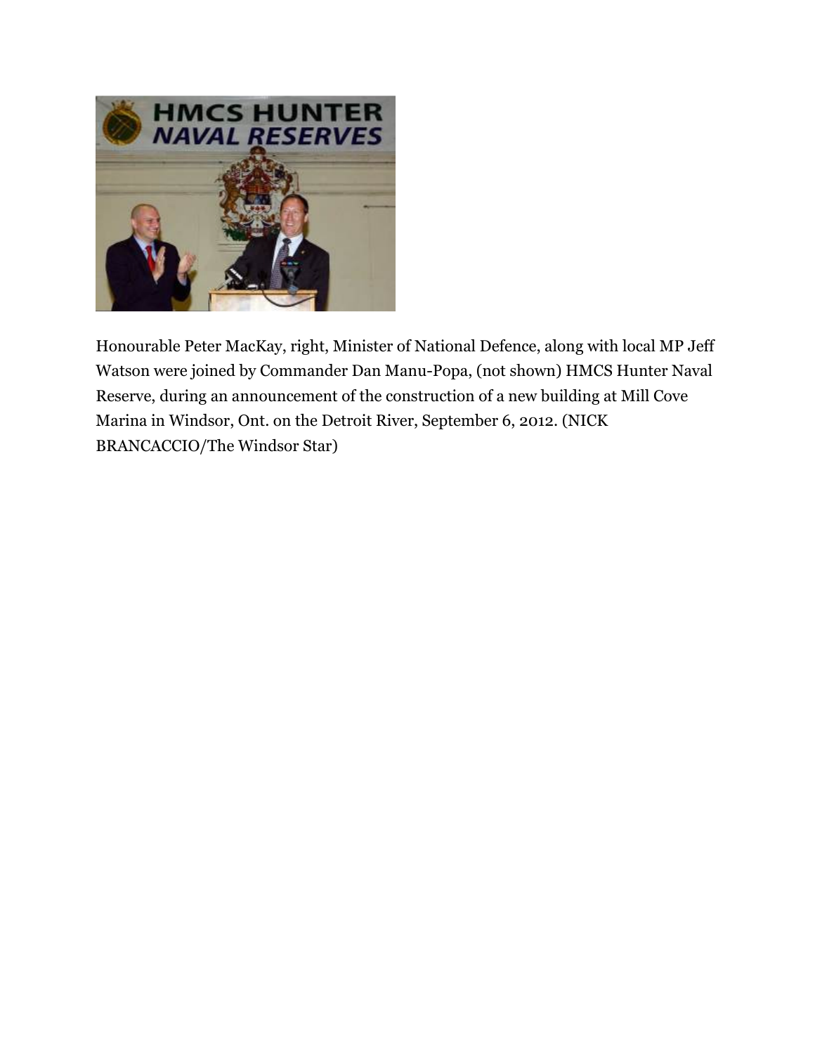Honourable Peter MacKay, right, Minister of National Defence, along with local MP Jeff Watson were joined by Commander Dan Manu-Popa, (not shown) HMCS Hunter Naval Reserve, during an announcement of the construction of a new building at Mill Cove Marina in Windsor, Ont. on the Detroit River, September 6, 2012. (NICK BRANCACCIO/The Windsor Star)